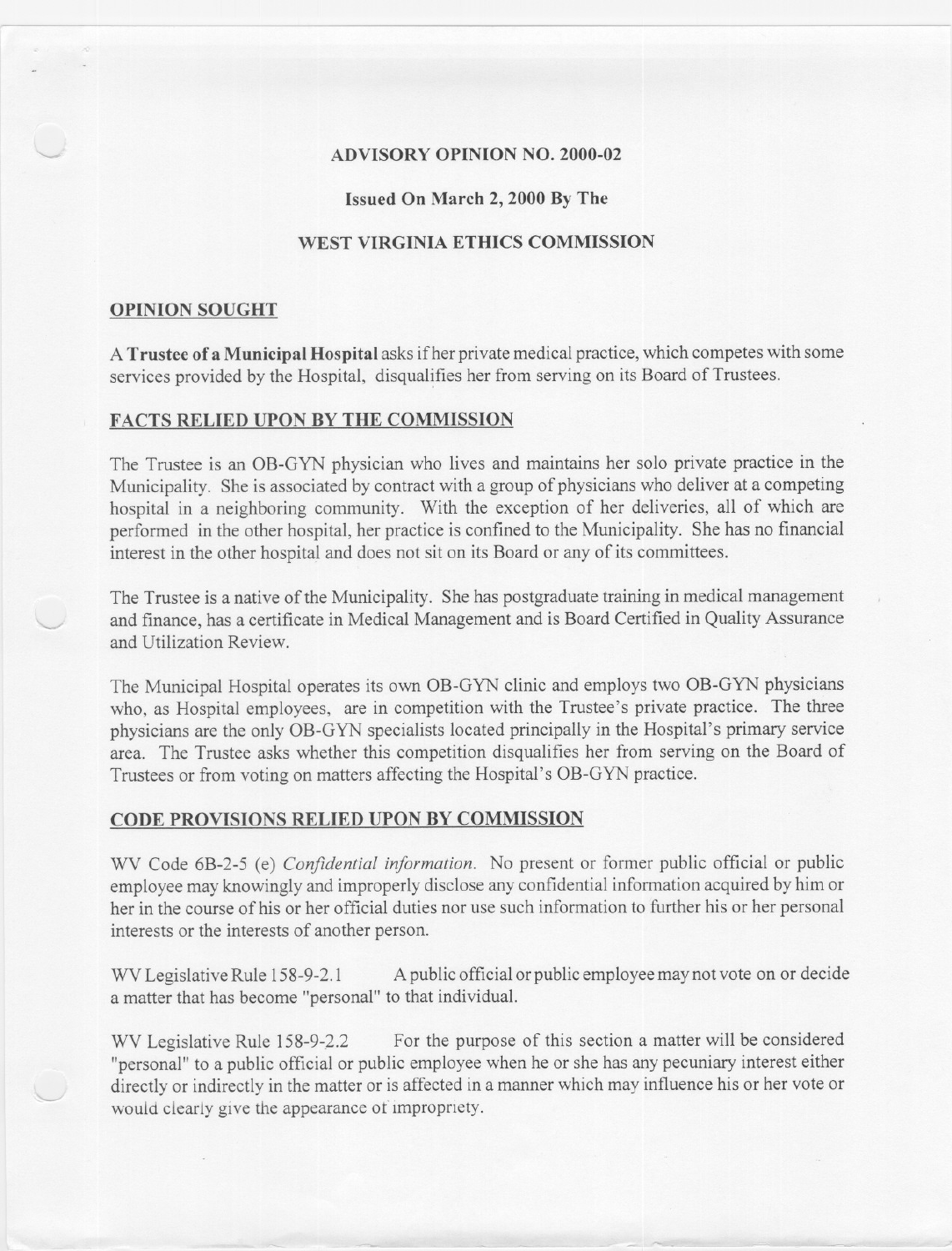**ADVISORY OPINION NO. 2000-02**

**Issued On March 2, 2000 By The**

**WEST VIRGINIA ETHICS COMMISSION**

## OPINION SOUGHT

A **Trustee of a Municipal Hospital** asks if her private medical practice, which competes with some services provided by the Hospital, disqualifies her from serving on its Board of Trustees.

## FACTS RELIED UPON BY THE COMMISSION

The Trustee is an OB-GYN physician who lives and maintains her solo private practice in the Municipality. She is associated by contract with a group of physicians who deliver at a competing hospital in a neighboring community. With the exception of her deliveries, all of which are performed in the other hospital, her practice is confined to the Municipality. She has no financial interest in the other hospital and does not sit on its Board or any of its committees.

The Trustee is a native of the Municipality. She has postgraduate training in medical management and finance, has a certificate in Medical Management and is Board Certified in Quality Assurance and Utilization Review.

The Municipal Hospital operates its own OB-GYN clinic and employs two OB-GYN physicians who, as Hospital employees, are in competition with the Trustee's private practice. The three physicians are the only OB-GYN specialists located principally in the Hospital's primary service area. The Trustee asks whether this competition disqualifies her from serving on the Board of Trustees or from voting on matters affecting the Hospital's OB-GYN practice.

## CODE PROVISIONS RELIED UPON BY COMMISSION

WV Code 6B-2-5 (e) *Confidential information.* No present or former public official or public employee may knowingly and improperly disclose any confidential information acquired by him or her in the course of his or her official duties nor use such information to further his or her personal interests or the interests of another person.

WV Legislative Rule 158-9-2.1 A public official or public employee may not vote on or decide a matter that has become "personal" to that individual.

WV Legislative Rule 158-9-2.2 For the purpose of this section a matter will be considered "personal" to a public official or public employee when he or she has any pecuniary interest either directly or indirectly in the matter or is affected in a manner which may influence his or her vote or would clearly give the appearance of impropriety.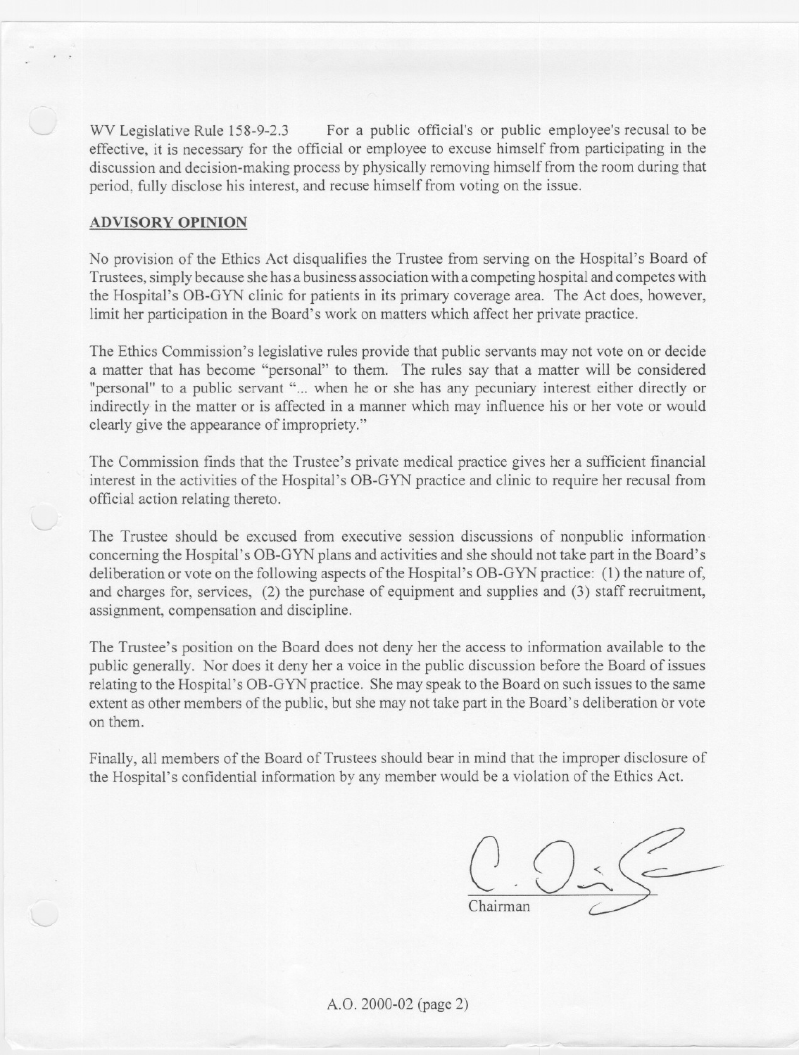WV Legislative Rule 158-9-2.3 For a public official's or public employee's recusal to be effective, it is necessary for the official or employee to excuse himself from participating in the discussion and decision-making process by physically removing himself from the room during that period, fully disclose his interest, and recuse himself from voting on the issue.

## ADVISORY OPINION

No provision of the Ethics Act disqualifies the Trustee from serving on the Hospital's Board of Trustees, simply because she has a business association with a competing hospital and competes with the Hospital's OB-GYN clinic for patients in its primary coverage area. The Act does, however, limit her participation in the Board's work on matters which affect her private practice.

The Ethics Commission's legislative rules provide that public servants may not vote on or decide a matter that has become "personal" to them. The rules say that a matter will be considered "personal" to a public servant "... when he or she has any pecuniary interest either directly or indirectly in the matter or is affected in a manner which may influence his or her vote or would clearly give the appearance of impropriety."

The Commission finds that the Trustee's private medical practice gives her a sufficient financial interest in the activities of the Hospital's OB-GYN practice and clinic to require her recusal from official action relating thereto.

The Trustee should be excused from executive session discussions of nonpublic information concerning the Hospital's OB-GYN plans and activities and she should not take part in the Board's deliberation or vote on the following aspects of the Hospital's OB-GYN practice: (1) the nature of, and charges for, services, (2) the purchase of equipment and supplies and (3) staff recruitment, assignment, compensation and discipline.

The Trustee's position on the Board does not deny her the access to information available to the public generally. Nor does it deny her a voice in the public discussion before the Board of issues relating to the Hospital's OB-GYN practice. She may speak to the Board on such issues to the same extent as other members of the public, but she may not take part in the Board's deliberation or vote on them.

Finally, all members of the Board of Trustees should bear in mind that the improper disclosure of the Hospital's confidential information by any member would be a violation of the Ethics Act.

Chairman

A.O. 2000-02 (page 2)